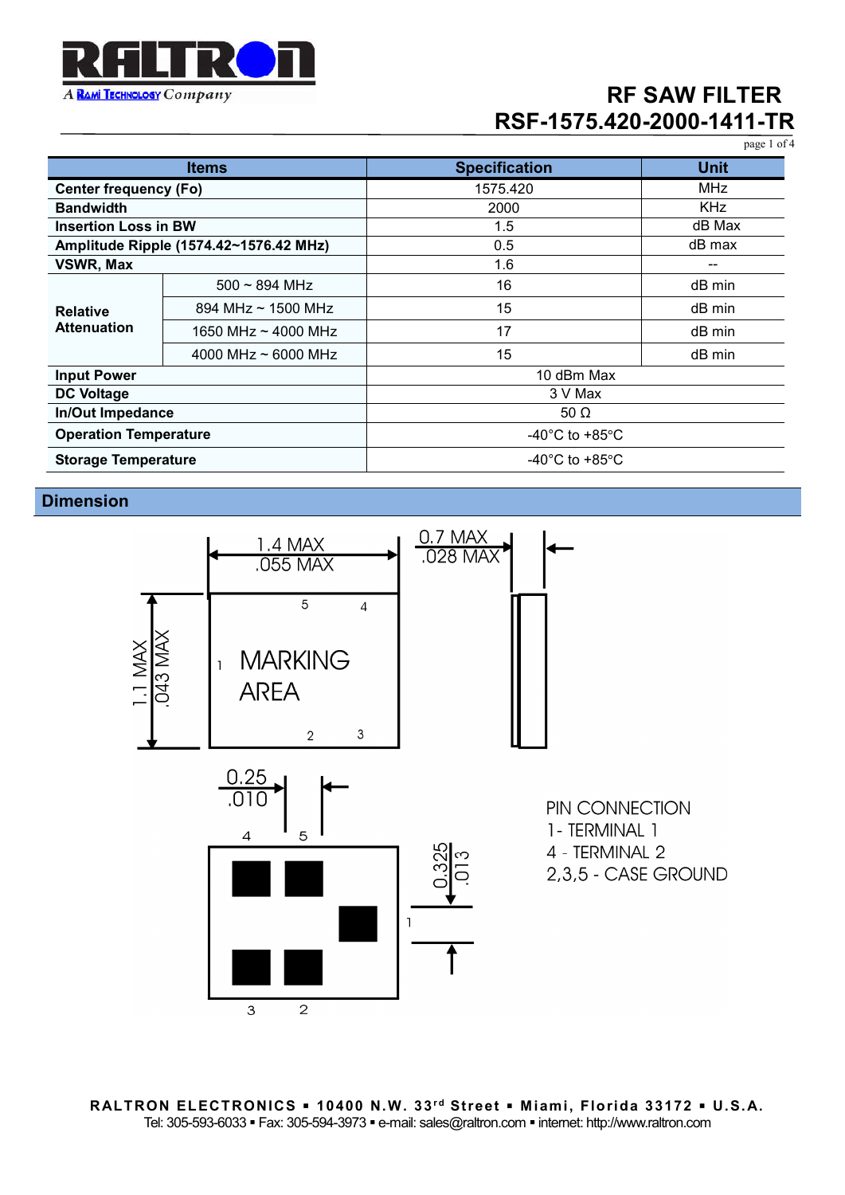# RF SAW FILTER
# RSF-1575.420-2000-1411-TR

| Items | | Specification | Unit |
|---|---|---|---|
| **Center frequency (Fo)** | | 1575.420 | MHz |
| **Bandwidth** | | 2000 | KHz |
| **Insertion Loss in BW** | | 1.5 | dB Max |
| **Amplitude Ripple (1574.42~1576.42 MHz)** | | 0.5 | dB max |
| **VSWR, Max** | | 1.6 | -- |
| **Relative Attenuation** | 500 ~ 894 MHz | 16 | dB min |
| | 894 MHz ~ 1500 MHz | 15 | dB min |
| | 1650 MHz ~ 4000 MHz | 17 | dB min |
| | 4000 MHz ~ 6000 MHz | 15 | dB min |
| **Input Power** | | 10 dBm Max | |
| **DC Voltage** | | 3 V Max | |
| **In/Out Impedance** | | 50 Ω | |
| **Operation Temperature** | | -40°C to +85°C | |
| **Storage Temperature** | | -40°C to +85°C | |

## Dimension

1.4 MAX
.055 MAX

0.7 MAX
.028 MAX

1.1 MAX
.043 MAX

MARKING AREA

0.25
.010

0.325
.013

PIN CONNECTION
1- TERMINAL 1
4 - TERMINAL 2
2,3,5 - CASE GROUND

**RALTRON ELECTRONICS ▪ 10400 N.W. 33rd Street ▪ Miami, Florida 33172 ▪ U.S.A.**
Tel: 305-593-6033 ▪ Fax: 305-594-3973 ▪ e-mail: sales@raltron.com ▪ internet: http://www.raltron.com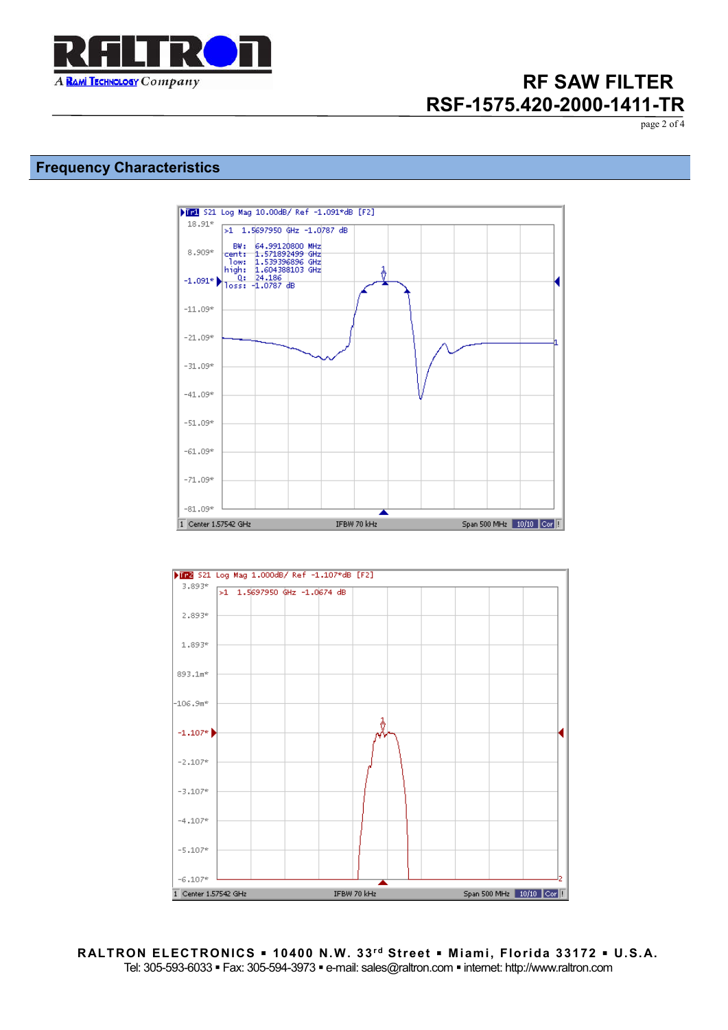## Frequency Characteristics

Tr1 S21 Log Mag 10.00dB/ Ref -1.091*dB [F2]

>1 1.5697950 GHz -1.0787 dB

BW: 64.99120800 MHz
cent: 1.571892499 GHz
low: 1.539396896 GHz
high: 1.604388103 GHz
Q: 24.186
loss: -1.0787 dB

18.91*
8.909*
-1.091*
-11.09*
-21.09*
-31.09*
-41.09*
-51.09*
-61.09*
-71.09*
-81.09*

1 Center 1.57542 GHz IFBW 70 kHz Span 500 MHz 10/10 Cor !

Tr2 S21 Log Mag 1.000dB/ Ref -1.107*dB [F2]

>1 1.5697950 GHz -1.0674 dB

3.893*
2.893*
1.893*
893.1m*
-106.9m*
-1.107*
-2.107*
-3.107*
-4.107*
-5.107*
-6.107*

1 Center 1.57542 GHz IFBW 70 kHz Span 500 MHz 10/10 Cor !

**RALTRON ELECTRONICS ▪ 10400 N.W. 33rd Street ▪ Miami, Florida 33172 ▪ U.S.A.**
Tel: 305-593-6033 ▪ Fax: 305-594-3973 ▪ e-mail: sales@raltron.com ▪ internet: http://www.raltron.com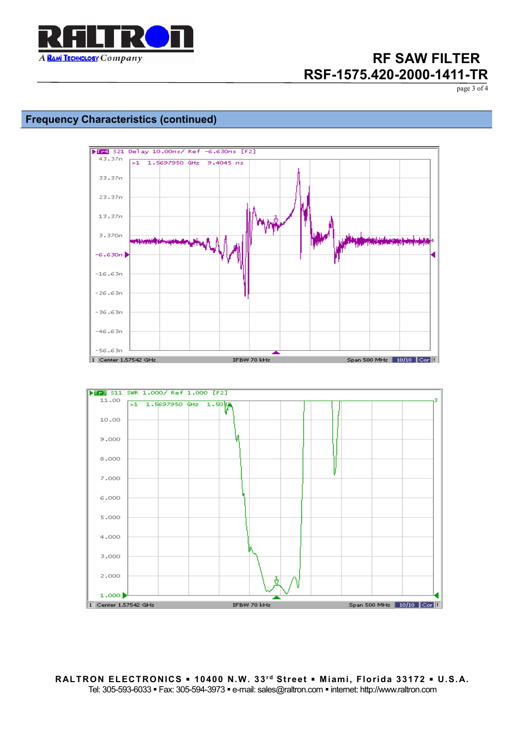## Frequency Characteristics (continued)

Tr4 S21 Delay 10.00ns/ Ref -6.630ns [F2]

>1 1.5697950 GHz 9.4045 ns

43.37n, 33.37n, 23.37n, 13.37n, 3.370n, -6.630n, -16.63n, -26.63n, -36.63n, -46.63n, -56.63n

1 Center 1.57542 GHz IFBW 70 kHz Span 500 MHz 10/10 Cor

Tr3 S11 SWR 1.000/ Ref 1.000 [F2]

>1 1.5697950 GHz 1.5097

11.00, 10.00, 9.000, 8.000, 7.000, 6.000, 5.000, 4.000, 3.000, 2.000, 1.000

1 Center 1.57542 GHz IFBW 70 kHz Span 500 MHz 10/10 Cor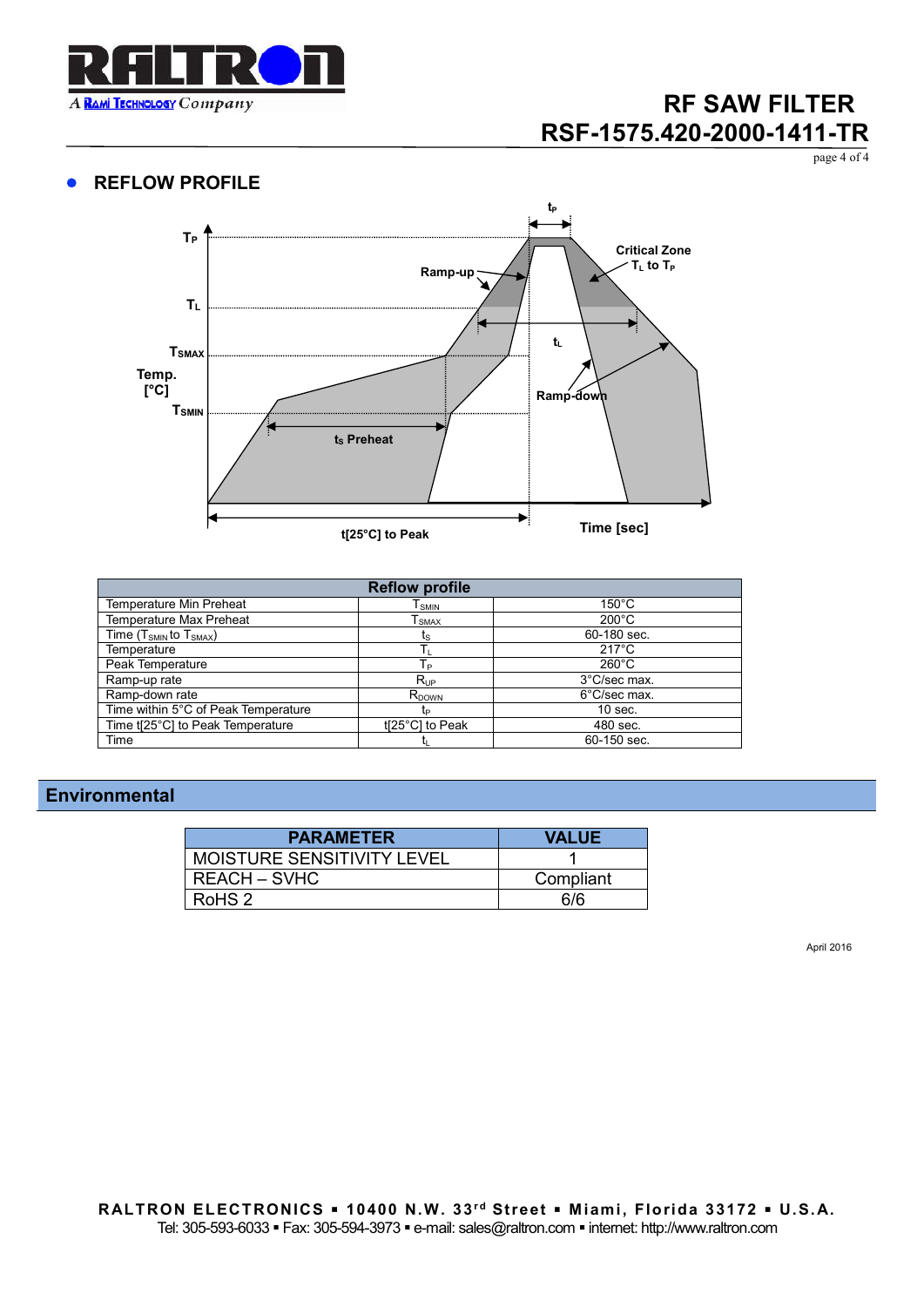# RF SAW FILTER
# RSF-1575.420-2000-1411-TR

## REFLOW PROFILE

$t_P$

$T_P$

Critical Zone
$T_L$ to $T_P$

Ramp-up

$T_L$

$t_L$

$T_{SMAX}$

Temp.
[°C]

Ramp-down

$T_{SMIN}$

$t_S$ Preheat

t[25°C] to Peak

Time [sec]

| Reflow profile | | |
|---|---|---|
| Temperature Min Preheat | $T_{SMIN}$ | 150°C |
| Temperature Max Preheat | $T_{SMAX}$ | 200°C |
| Time ($T_{SMIN}$ to $T_{SMAX}$) | $t_S$ | 60-180 sec. |
| Temperature | $T_L$ | 217°C |
| Peak Temperature | $T_P$ | 260°C |
| Ramp-up rate | $R_{UP}$ | 3°C/sec max. |
| Ramp-down rate | $R_{DOWN}$ | 6°C/sec max. |
| Time within 5°C of Peak Temperature | $t_P$ | 10 sec. |
| Time t[25°C] to Peak Temperature | t[25°C] to Peak | 480 sec. |
| Time | $t_L$ | 60-150 sec. |

## Environmental

| PARAMETER | VALUE |
|---|---|
| MOISTURE SENSITIVITY LEVEL | 1 |
| REACH – SVHC | Compliant |
| RoHS 2 | 6/6 |

April 2016

**RALTRON ELECTRONICS ▪ 10400 N.W. 33rd Street ▪ Miami, Florida 33172 ▪ U.S.A.**
Tel: 305-593-6033 ▪ Fax: 305-594-3973 ▪ e-mail: sales@raltron.com ▪ internet: http://www.raltron.com